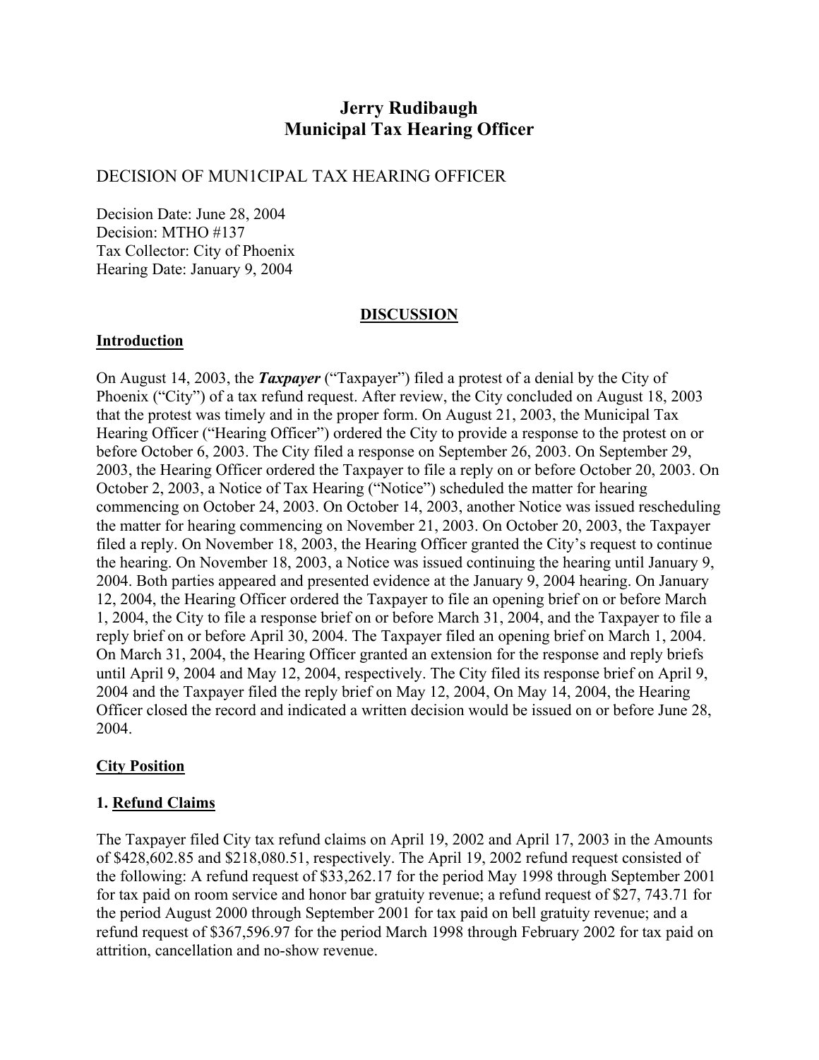# Jerry Rudibaugh
# Municipal Tax Hearing Officer

DECISION OF MUN1CIPAL TAX HEARING OFFICER

Decision Date: June 28, 2004
Decision: MTHO #137
Tax Collector: City of Phoenix
Hearing Date: January 9, 2004

## DISCUSSION

### Introduction

On August 14, 2003, the ***Taxpayer*** ("Taxpayer") filed a protest of a denial by the City of Phoenix ("City") of a tax refund request. After review, the City concluded on August 18, 2003 that the protest was timely and in the proper form. On August 21, 2003, the Municipal Tax Hearing Officer ("Hearing Officer") ordered the City to provide a response to the protest on or before October 6, 2003. The City filed a response on September 26, 2003. On September 29, 2003, the Hearing Officer ordered the Taxpayer to file a reply on or before October 20, 2003. On October 2, 2003, a Notice of Tax Hearing ("Notice") scheduled the matter for hearing commencing on October 24, 2003. On October 14, 2003, another Notice was issued rescheduling the matter for hearing commencing on November 21, 2003. On October 20, 2003, the Taxpayer filed a reply. On November 18, 2003, the Hearing Officer granted the City's request to continue the hearing. On November 18, 2003, a Notice was issued continuing the hearing until January 9, 2004. Both parties appeared and presented evidence at the January 9, 2004 hearing. On January 12, 2004, the Hearing Officer ordered the Taxpayer to file an opening brief on or before March 1, 2004, the City to file a response brief on or before March 31, 2004, and the Taxpayer to file a reply brief on or before April 30, 2004. The Taxpayer filed an opening brief on March 1, 2004. On March 31, 2004, the Hearing Officer granted an extension for the response and reply briefs until April 9, 2004 and May 12, 2004, respectively. The City filed its response brief on April 9, 2004 and the Taxpayer filed the reply brief on May 12, 2004, On May 14, 2004, the Hearing Officer closed the record and indicated a written decision would be issued on or before June 28, 2004.

### City Position

**1. Refund Claims**

The Taxpayer filed City tax refund claims on April 19, 2002 and April 17, 2003 in the Amounts of $428,602.85 and $218,080.51, respectively. The April 19, 2002 refund request consisted of the following: A refund request of $33,262.17 for the period May 1998 through September 2001 for tax paid on room service and honor bar gratuity revenue; a refund request of $27, 743.71 for the period August 2000 through September 2001 for tax paid on bell gratuity revenue; and a refund request of $367,596.97 for the period March 1998 through February 2002 for tax paid on attrition, cancellation and no-show revenue.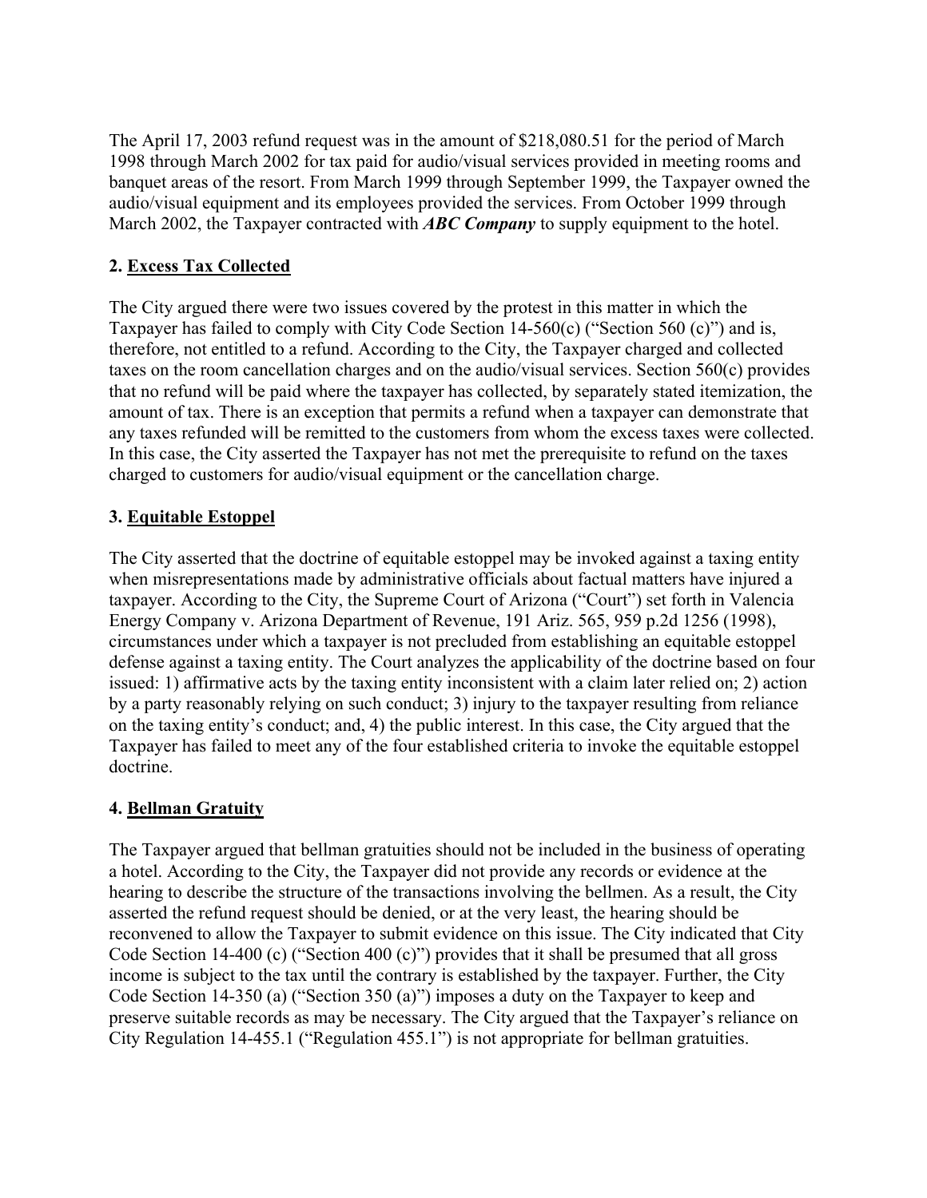The April 17, 2003 refund request was in the amount of $218,080.51 for the period of March 1998 through March 2002 for tax paid for audio/visual services provided in meeting rooms and banquet areas of the resort. From March 1999 through September 1999, the Taxpayer owned the audio/visual equipment and its employees provided the services. From October 1999 through March 2002, the Taxpayer contracted with ***ABC Company*** to supply equipment to the hotel.

**2. <u>Excess Tax Collected</u>**

The City argued there were two issues covered by the protest in this matter in which the Taxpayer has failed to comply with City Code Section 14-560(c) ("Section 560 (c)") and is, therefore, not entitled to a refund. According to the City, the Taxpayer charged and collected taxes on the room cancellation charges and on the audio/visual services. Section 560(c) provides that no refund will be paid where the taxpayer has collected, by separately stated itemization, the amount of tax. There is an exception that permits a refund when a taxpayer can demonstrate that any taxes refunded will be remitted to the customers from whom the excess taxes were collected. In this case, the City asserted the Taxpayer has not met the prerequisite to refund on the taxes charged to customers for audio/visual equipment or the cancellation charge.

**3. <u>Equitable Estoppel</u>**

The City asserted that the doctrine of equitable estoppel may be invoked against a taxing entity when misrepresentations made by administrative officials about factual matters have injured a taxpayer. According to the City, the Supreme Court of Arizona ("Court") set forth in Valencia Energy Company v. Arizona Department of Revenue, 191 Ariz. 565, 959 p.2d 1256 (1998), circumstances under which a taxpayer is not precluded from establishing an equitable estoppel defense against a taxing entity. The Court analyzes the applicability of the doctrine based on four issued: 1) affirmative acts by the taxing entity inconsistent with a claim later relied on; 2) action by a party reasonably relying on such conduct; 3) injury to the taxpayer resulting from reliance on the taxing entity's conduct; and, 4) the public interest. In this case, the City argued that the Taxpayer has failed to meet any of the four established criteria to invoke the equitable estoppel doctrine.

**4. <u>Bellman Gratuity</u>**

The Taxpayer argued that bellman gratuities should not be included in the business of operating a hotel. According to the City, the Taxpayer did not provide any records or evidence at the hearing to describe the structure of the transactions involving the bellmen. As a result, the City asserted the refund request should be denied, or at the very least, the hearing should be reconvened to allow the Taxpayer to submit evidence on this issue. The City indicated that City Code Section 14-400 (c) ("Section 400 (c)") provides that it shall be presumed that all gross income is subject to the tax until the contrary is established by the taxpayer. Further, the City Code Section 14-350 (a) ("Section 350 (a)") imposes a duty on the Taxpayer to keep and preserve suitable records as may be necessary. The City argued that the Taxpayer's reliance on City Regulation 14-455.1 ("Regulation 455.1") is not appropriate for bellman gratuities.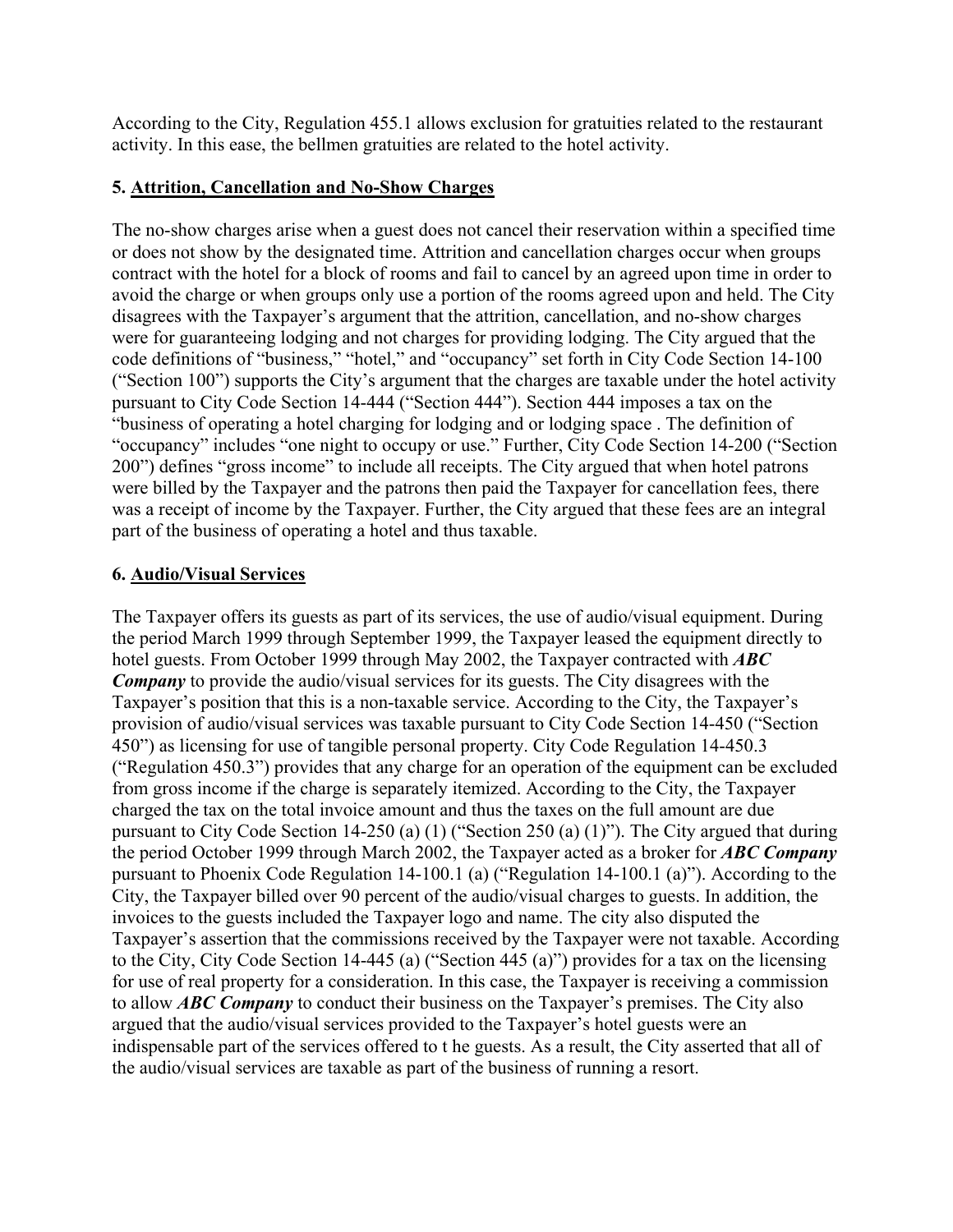According to the City, Regulation 455.1 allows exclusion for gratuities related to the restaurant activity. In this ease, the bellmen gratuities are related to the hotel activity.

**5. Attrition, Cancellation and No-Show Charges**

The no-show charges arise when a guest does not cancel their reservation within a specified time or does not show by the designated time. Attrition and cancellation charges occur when groups contract with the hotel for a block of rooms and fail to cancel by an agreed upon time in order to avoid the charge or when groups only use a portion of the rooms agreed upon and held. The City disagrees with the Taxpayer's argument that the attrition, cancellation, and no-show charges were for guaranteeing lodging and not charges for providing lodging. The City argued that the code definitions of "business," "hotel," and "occupancy" set forth in City Code Section 14-100 ("Section 100") supports the City's argument that the charges are taxable under the hotel activity pursuant to City Code Section 14-444 ("Section 444"). Section 444 imposes a tax on the "business of operating a hotel charging for lodging and or lodging space . The definition of "occupancy" includes "one night to occupy or use." Further, City Code Section 14-200 ("Section 200") defines "gross income" to include all receipts. The City argued that when hotel patrons were billed by the Taxpayer and the patrons then paid the Taxpayer for cancellation fees, there was a receipt of income by the Taxpayer. Further, the City argued that these fees are an integral part of the business of operating a hotel and thus taxable.

**6. Audio/Visual Services**

The Taxpayer offers its guests as part of its services, the use of audio/visual equipment. During the period March 1999 through September 1999, the Taxpayer leased the equipment directly to hotel guests. From October 1999 through May 2002, the Taxpayer contracted with ***ABC Company*** to provide the audio/visual services for its guests. The City disagrees with the Taxpayer's position that this is a non-taxable service. According to the City, the Taxpayer's provision of audio/visual services was taxable pursuant to City Code Section 14-450 ("Section 450") as licensing for use of tangible personal property. City Code Regulation 14-450.3 ("Regulation 450.3") provides that any charge for an operation of the equipment can be excluded from gross income if the charge is separately itemized. According to the City, the Taxpayer charged the tax on the total invoice amount and thus the taxes on the full amount are due pursuant to City Code Section 14-250 (a) (1) ("Section 250 (a) (1)"). The City argued that during the period October 1999 through March 2002, the Taxpayer acted as a broker for ***ABC Company*** pursuant to Phoenix Code Regulation 14-100.1 (a) ("Regulation 14-100.1 (a)"). According to the City, the Taxpayer billed over 90 percent of the audio/visual charges to guests. In addition, the invoices to the guests included the Taxpayer logo and name. The city also disputed the Taxpayer's assertion that the commissions received by the Taxpayer were not taxable. According to the City, City Code Section 14-445 (a) ("Section 445 (a)") provides for a tax on the licensing for use of real property for a consideration. In this case, the Taxpayer is receiving a commission to allow ***ABC Company*** to conduct their business on the Taxpayer's premises. The City also argued that the audio/visual services provided to the Taxpayer's hotel guests were an indispensable part of the services offered to t he guests. As a result, the City asserted that all of the audio/visual services are taxable as part of the business of running a resort.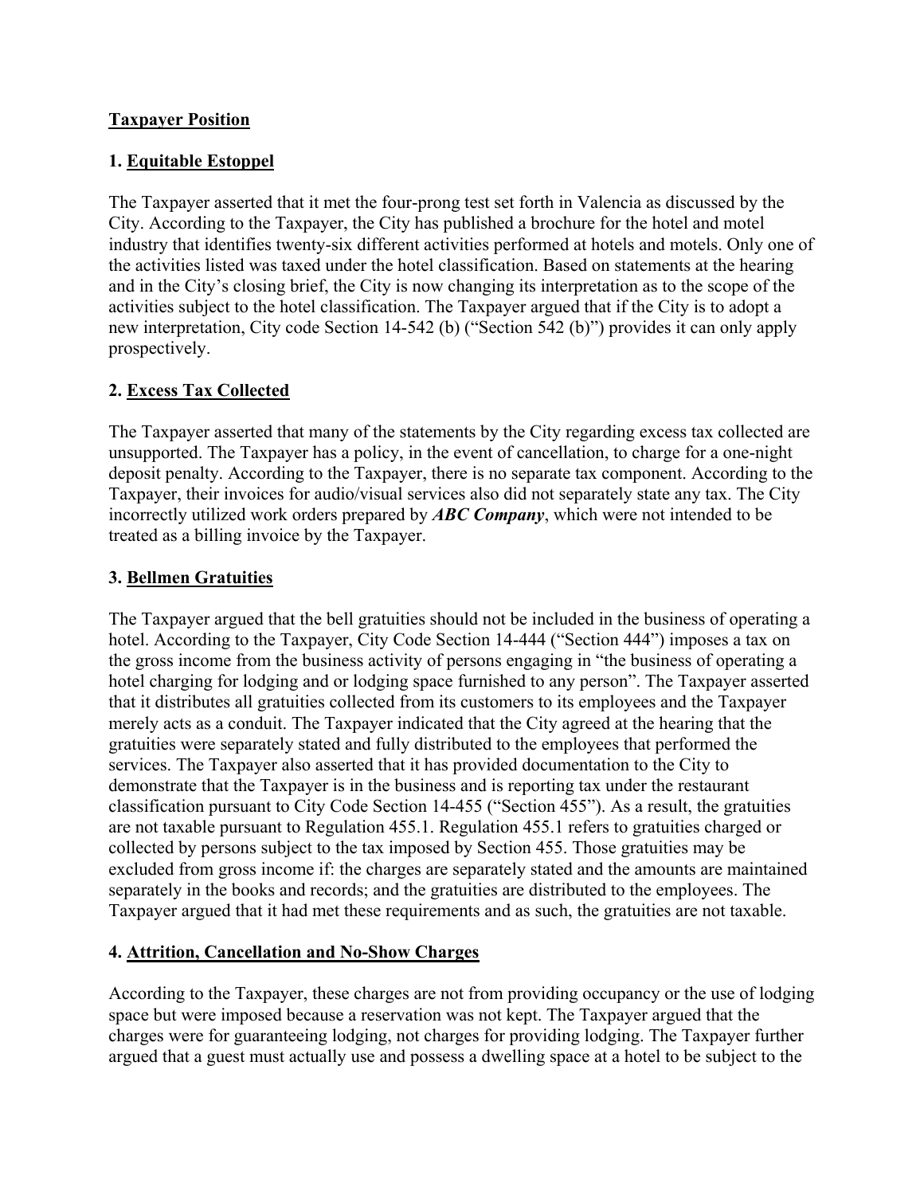**Taxpayer Position**

**1. Equitable Estoppel**

The Taxpayer asserted that it met the four-prong test set forth in Valencia as discussed by the City. According to the Taxpayer, the City has published a brochure for the hotel and motel industry that identifies twenty-six different activities performed at hotels and motels. Only one of the activities listed was taxed under the hotel classification. Based on statements at the hearing and in the City's closing brief, the City is now changing its interpretation as to the scope of the activities subject to the hotel classification. The Taxpayer argued that if the City is to adopt a new interpretation, City code Section 14-542 (b) ("Section 542 (b)") provides it can only apply prospectively.

**2. Excess Tax Collected**

The Taxpayer asserted that many of the statements by the City regarding excess tax collected are unsupported. The Taxpayer has a policy, in the event of cancellation, to charge for a one-night deposit penalty. According to the Taxpayer, there is no separate tax component. According to the Taxpayer, their invoices for audio/visual services also did not separately state any tax. The City incorrectly utilized work orders prepared by ***ABC Company***, which were not intended to be treated as a billing invoice by the Taxpayer.

**3. Bellmen Gratuities**

The Taxpayer argued that the bell gratuities should not be included in the business of operating a hotel. According to the Taxpayer, City Code Section 14-444 ("Section 444") imposes a tax on the gross income from the business activity of persons engaging in "the business of operating a hotel charging for lodging and or lodging space furnished to any person". The Taxpayer asserted that it distributes all gratuities collected from its customers to its employees and the Taxpayer merely acts as a conduit. The Taxpayer indicated that the City agreed at the hearing that the gratuities were separately stated and fully distributed to the employees that performed the services. The Taxpayer also asserted that it has provided documentation to the City to demonstrate that the Taxpayer is in the business and is reporting tax under the restaurant classification pursuant to City Code Section 14-455 ("Section 455"). As a result, the gratuities are not taxable pursuant to Regulation 455.1. Regulation 455.1 refers to gratuities charged or collected by persons subject to the tax imposed by Section 455. Those gratuities may be excluded from gross income if: the charges are separately stated and the amounts are maintained separately in the books and records; and the gratuities are distributed to the employees. The Taxpayer argued that it had met these requirements and as such, the gratuities are not taxable.

**4. Attrition, Cancellation and No-Show Charges**

According to the Taxpayer, these charges are not from providing occupancy or the use of lodging space but were imposed because a reservation was not kept. The Taxpayer argued that the charges were for guaranteeing lodging, not charges for providing lodging. The Taxpayer further argued that a guest must actually use and possess a dwelling space at a hotel to be subject to the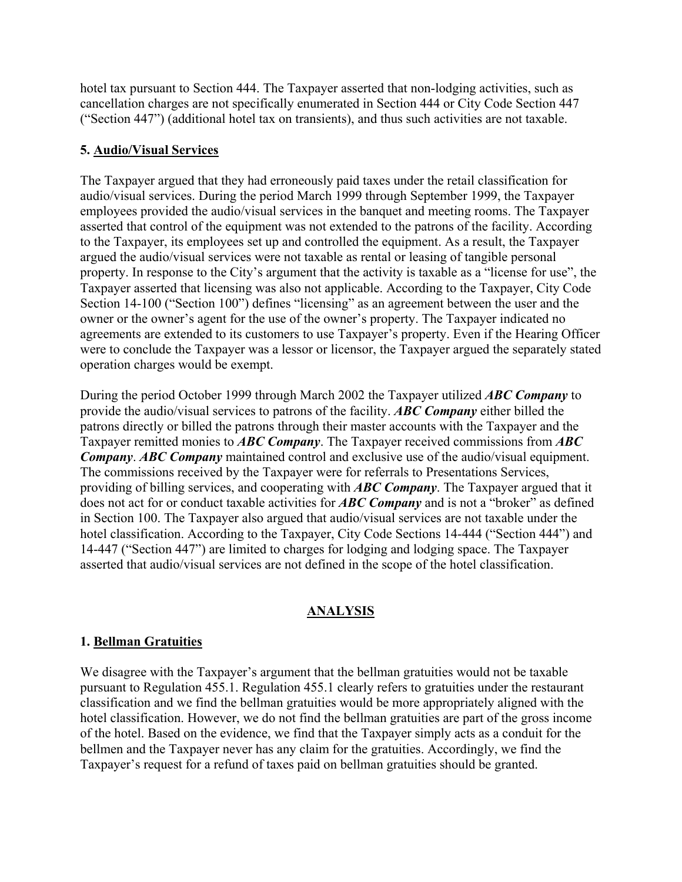hotel tax pursuant to Section 444. The Taxpayer asserted that non-lodging activities, such as cancellation charges are not specifically enumerated in Section 444 or City Code Section 447 ("Section 447") (additional hotel tax on transients), and thus such activities are not taxable.

**5. Audio/Visual Services**

The Taxpayer argued that they had erroneously paid taxes under the retail classification for audio/visual services. During the period March 1999 through September 1999, the Taxpayer employees provided the audio/visual services in the banquet and meeting rooms. The Taxpayer asserted that control of the equipment was not extended to the patrons of the facility. According to the Taxpayer, its employees set up and controlled the equipment. As a result, the Taxpayer argued the audio/visual services were not taxable as rental or leasing of tangible personal property. In response to the City's argument that the activity is taxable as a "license for use", the Taxpayer asserted that licensing was also not applicable. According to the Taxpayer, City Code Section 14-100 ("Section 100") defines "licensing" as an agreement between the user and the owner or the owner's agent for the use of the owner's property. The Taxpayer indicated no agreements are extended to its customers to use Taxpayer's property. Even if the Hearing Officer were to conclude the Taxpayer was a lessor or licensor, the Taxpayer argued the separately stated operation charges would be exempt.

During the period October 1999 through March 2002 the Taxpayer utilized ***ABC Company*** to provide the audio/visual services to patrons of the facility. ***ABC Company*** either billed the patrons directly or billed the patrons through their master accounts with the Taxpayer and the Taxpayer remitted monies to ***ABC Company***. The Taxpayer received commissions from ***ABC Company***. ***ABC Company*** maintained control and exclusive use of the audio/visual equipment. The commissions received by the Taxpayer were for referrals to Presentations Services, providing of billing services, and cooperating with ***ABC Company***. The Taxpayer argued that it does not act for or conduct taxable activities for ***ABC Company*** and is not a "broker" as defined in Section 100. The Taxpayer also argued that audio/visual services are not taxable under the hotel classification. According to the Taxpayer, City Code Sections 14-444 ("Section 444") and 14-447 ("Section 447") are limited to charges for lodging and lodging space. The Taxpayer asserted that audio/visual services are not defined in the scope of the hotel classification.

## ANALYSIS

**1. Bellman Gratuities**

We disagree with the Taxpayer's argument that the bellman gratuities would not be taxable pursuant to Regulation 455.1. Regulation 455.1 clearly refers to gratuities under the restaurant classification and we find the bellman gratuities would be more appropriately aligned with the hotel classification. However, we do not find the bellman gratuities are part of the gross income of the hotel. Based on the evidence, we find that the Taxpayer simply acts as a conduit for the bellmen and the Taxpayer never has any claim for the gratuities. Accordingly, we find the Taxpayer's request for a refund of taxes paid on bellman gratuities should be granted.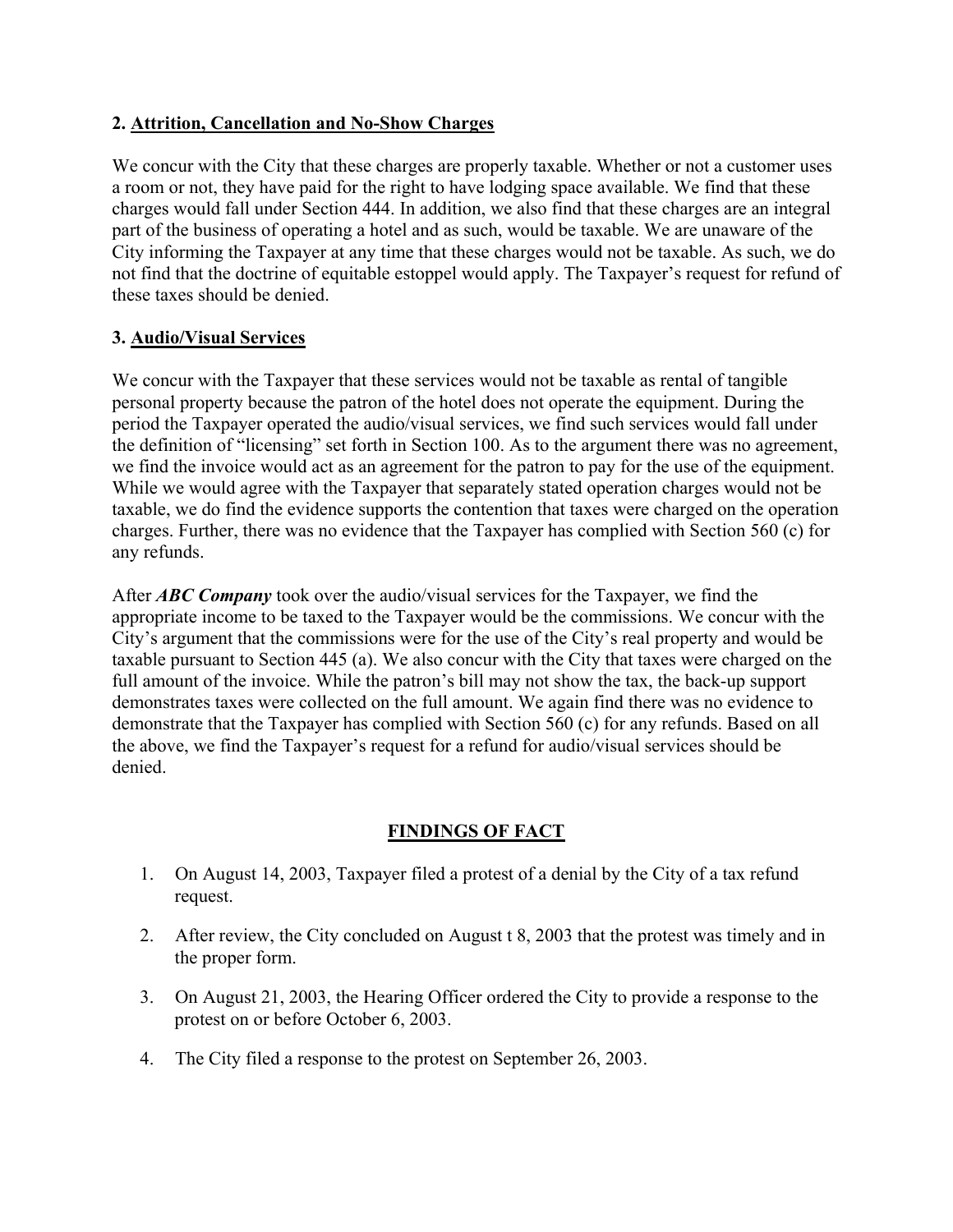**2. Attrition, Cancellation and No-Show Charges**

We concur with the City that these charges are properly taxable. Whether or not a customer uses a room or not, they have paid for the right to have lodging space available. We find that these charges would fall under Section 444. In addition, we also find that these charges are an integral part of the business of operating a hotel and as such, would be taxable. We are unaware of the City informing the Taxpayer at any time that these charges would not be taxable. As such, we do not find that the doctrine of equitable estoppel would apply. The Taxpayer's request for refund of these taxes should be denied.

**3. Audio/Visual Services**

We concur with the Taxpayer that these services would not be taxable as rental of tangible personal property because the patron of the hotel does not operate the equipment. During the period the Taxpayer operated the audio/visual services, we find such services would fall under the definition of "licensing" set forth in Section 100. As to the argument there was no agreement, we find the invoice would act as an agreement for the patron to pay for the use of the equipment. While we would agree with the Taxpayer that separately stated operation charges would not be taxable, we do find the evidence supports the contention that taxes were charged on the operation charges. Further, there was no evidence that the Taxpayer has complied with Section 560 (c) for any refunds.

After ***ABC Company*** took over the audio/visual services for the Taxpayer, we find the appropriate income to be taxed to the Taxpayer would be the commissions. We concur with the City's argument that the commissions were for the use of the City's real property and would be taxable pursuant to Section 445 (a). We also concur with the City that taxes were charged on the full amount of the invoice. While the patron's bill may not show the tax, the back-up support demonstrates taxes were collected on the full amount. We again find there was no evidence to demonstrate that the Taxpayer has complied with Section 560 (c) for any refunds. Based on all the above, we find the Taxpayer's request for a refund for audio/visual services should be denied.

## FINDINGS OF FACT

1. On August 14, 2003, Taxpayer filed a protest of a denial by the City of a tax refund request.

2. After review, the City concluded on August t 8, 2003 that the protest was timely and in the proper form.

3. On August 21, 2003, the Hearing Officer ordered the City to provide a response to the protest on or before October 6, 2003.

4. The City filed a response to the protest on September 26, 2003.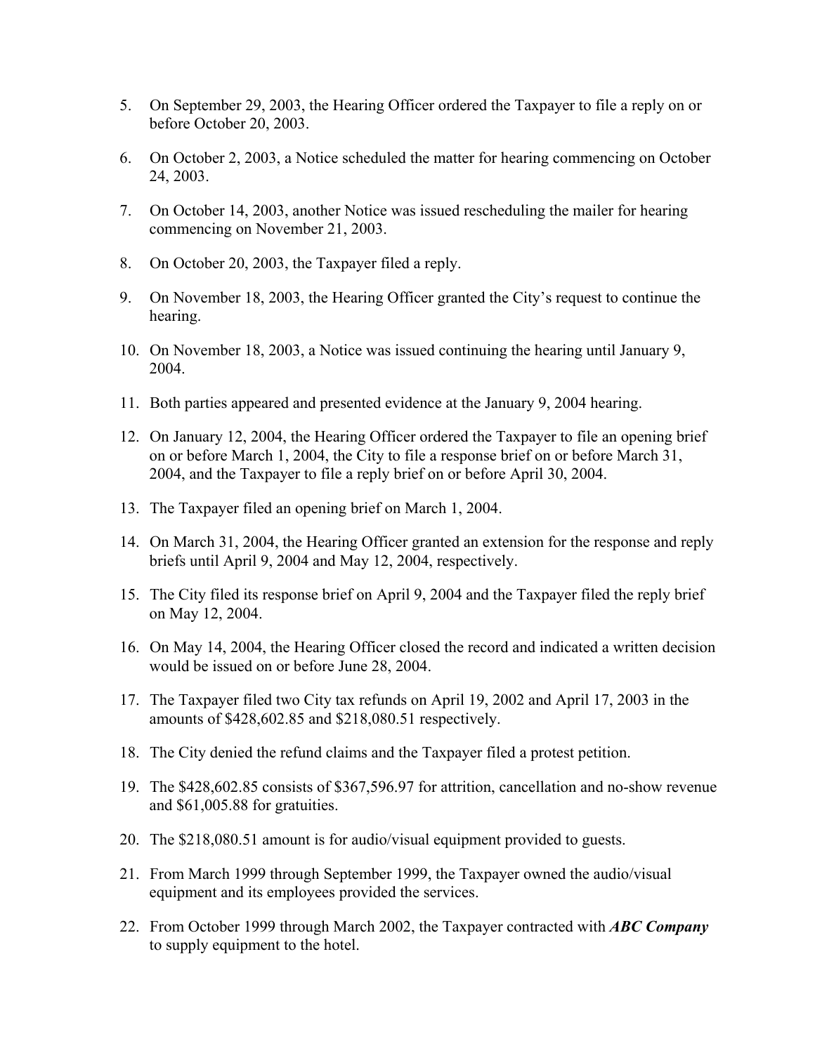5. On September 29, 2003, the Hearing Officer ordered the Taxpayer to file a reply on or before October 20, 2003.

6. On October 2, 2003, a Notice scheduled the matter for hearing commencing on October 24, 2003.

7. On October 14, 2003, another Notice was issued rescheduling the mailer for hearing commencing on November 21, 2003.

8. On October 20, 2003, the Taxpayer filed a reply.

9. On November 18, 2003, the Hearing Officer granted the City's request to continue the hearing.

10. On November 18, 2003, a Notice was issued continuing the hearing until January 9, 2004.

11. Both parties appeared and presented evidence at the January 9, 2004 hearing.

12. On January 12, 2004, the Hearing Officer ordered the Taxpayer to file an opening brief on or before March 1, 2004, the City to file a response brief on or before March 31, 2004, and the Taxpayer to file a reply brief on or before April 30, 2004.

13. The Taxpayer filed an opening brief on March 1, 2004.

14. On March 31, 2004, the Hearing Officer granted an extension for the response and reply briefs until April 9, 2004 and May 12, 2004, respectively.

15. The City filed its response brief on April 9, 2004 and the Taxpayer filed the reply brief on May 12, 2004.

16. On May 14, 2004, the Hearing Officer closed the record and indicated a written decision would be issued on or before June 28, 2004.

17. The Taxpayer filed two City tax refunds on April 19, 2002 and April 17, 2003 in the amounts of $428,602.85 and $218,080.51 respectively.

18. The City denied the refund claims and the Taxpayer filed a protest petition.

19. The $428,602.85 consists of $367,596.97 for attrition, cancellation and no-show revenue and $61,005.88 for gratuities.

20. The $218,080.51 amount is for audio/visual equipment provided to guests.

21. From March 1999 through September 1999, the Taxpayer owned the audio/visual equipment and its employees provided the services.

22. From October 1999 through March 2002, the Taxpayer contracted with ***ABC Company*** to supply equipment to the hotel.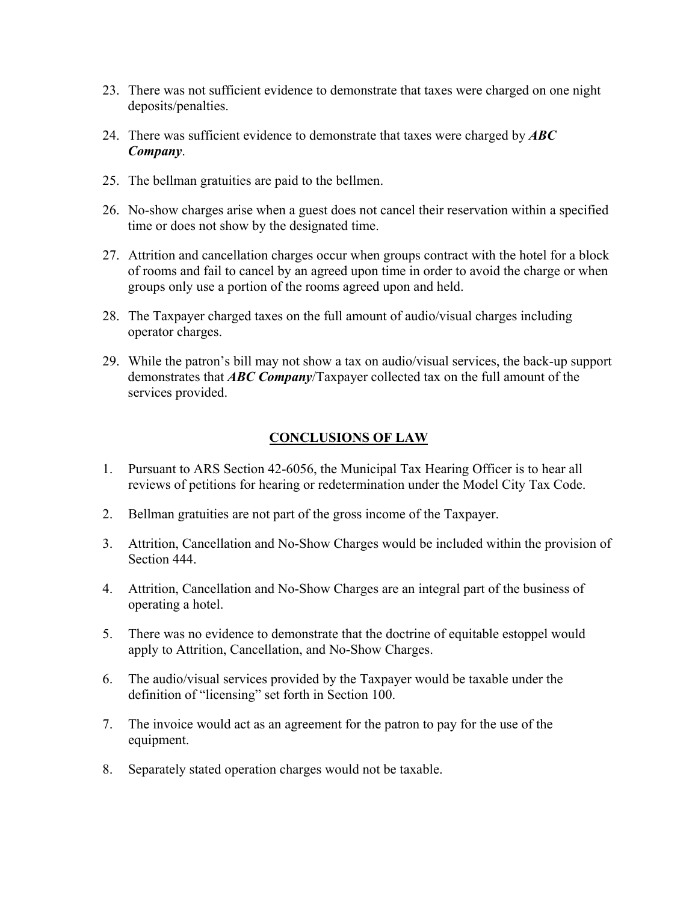23. There was not sufficient evidence to demonstrate that taxes were charged on one night deposits/penalties.

24. There was sufficient evidence to demonstrate that taxes were charged by ***ABC Company***.

25. The bellman gratuities are paid to the bellmen.

26. No-show charges arise when a guest does not cancel their reservation within a specified time or does not show by the designated time.

27. Attrition and cancellation charges occur when groups contract with the hotel for a block of rooms and fail to cancel by an agreed upon time in order to avoid the charge or when groups only use a portion of the rooms agreed upon and held.

28. The Taxpayer charged taxes on the full amount of audio/visual charges including operator charges.

29. While the patron's bill may not show a tax on audio/visual services, the back-up support demonstrates that ***ABC Company***/Taxpayer collected tax on the full amount of the services provided.

## CONCLUSIONS OF LAW

1. Pursuant to ARS Section 42-6056, the Municipal Tax Hearing Officer is to hear all reviews of petitions for hearing or redetermination under the Model City Tax Code.

2. Bellman gratuities are not part of the gross income of the Taxpayer.

3. Attrition, Cancellation and No-Show Charges would be included within the provision of Section 444.

4. Attrition, Cancellation and No-Show Charges are an integral part of the business of operating a hotel.

5. There was no evidence to demonstrate that the doctrine of equitable estoppel would apply to Attrition, Cancellation, and No-Show Charges.

6. The audio/visual services provided by the Taxpayer would be taxable under the definition of "licensing" set forth in Section 100.

7. The invoice would act as an agreement for the patron to pay for the use of the equipment.

8. Separately stated operation charges would not be taxable.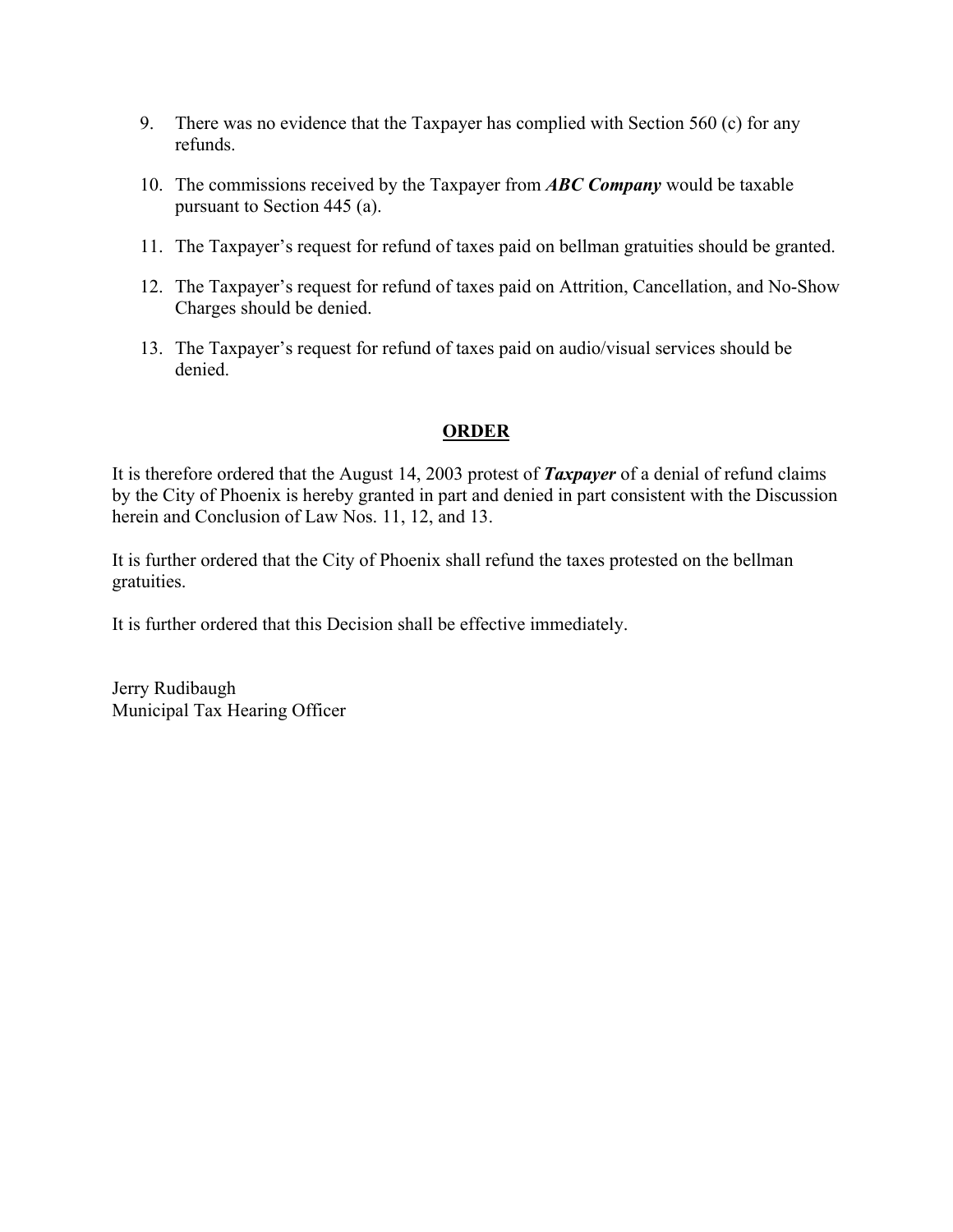9. There was no evidence that the Taxpayer has complied with Section 560 (c) for any refunds.

10. The commissions received by the Taxpayer from ***ABC Company*** would be taxable pursuant to Section 445 (a).

11. The Taxpayer's request for refund of taxes paid on bellman gratuities should be granted.

12. The Taxpayer's request for refund of taxes paid on Attrition, Cancellation, and No-Show Charges should be denied.

13. The Taxpayer's request for refund of taxes paid on audio/visual services should be denied.

## **ORDER**

It is therefore ordered that the August 14, 2003 protest of ***Taxpayer*** of a denial of refund claims by the City of Phoenix is hereby granted in part and denied in part consistent with the Discussion herein and Conclusion of Law Nos. 11, 12, and 13.

It is further ordered that the City of Phoenix shall refund the taxes protested on the bellman gratuities.

It is further ordered that this Decision shall be effective immediately.

Jerry Rudibaugh
Municipal Tax Hearing Officer